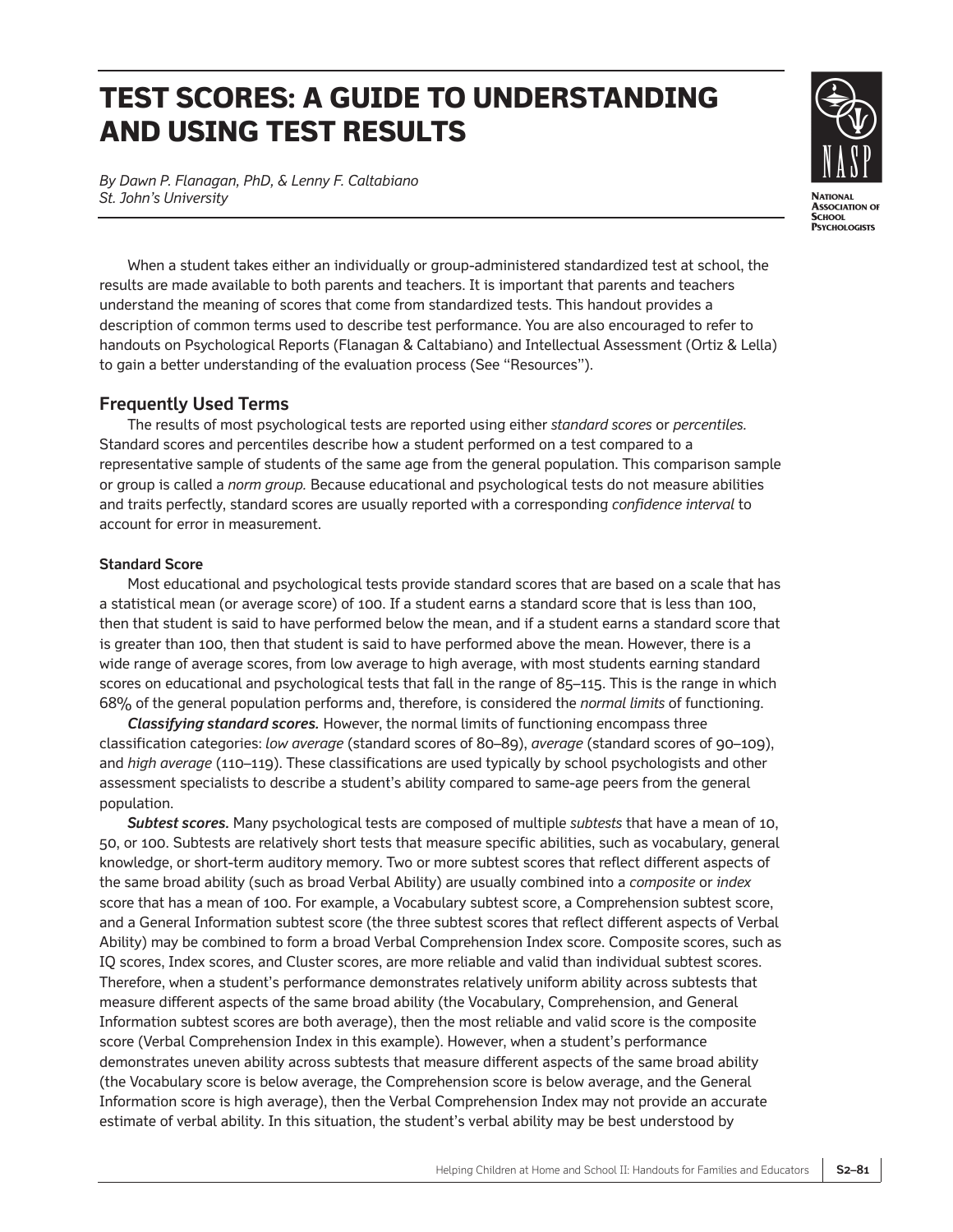# TEST SCORES: A GUIDE TO UNDERSTANDING AND USING TEST RESULTS

*By Dawn P. Flanagan, PhD, & Lenny F. Caltabiano*
*St. John's University*

NATIONAL ASSOCIATION OF SCHOOL PSYCHOLOGISTS

When a student takes either an individually or group-administered standardized test at school, the results are made available to both parents and teachers. It is important that parents and teachers understand the meaning of scores that come from standardized tests. This handout provides a description of common terms used to describe test performance. You are also encouraged to refer to handouts on Psychological Reports (Flanagan & Caltabiano) and Intellectual Assessment (Ortiz & Lella) to gain a better understanding of the evaluation process (See "Resources").

## Frequently Used Terms

The results of most psychological tests are reported using either *standard scores* or *percentiles*. Standard scores and percentiles describe how a student performed on a test compared to a representative sample of students of the same age from the general population. This comparison sample or group is called a *norm group*. Because educational and psychological tests do not measure abilities and traits perfectly, standard scores are usually reported with a corresponding *confidence interval* to account for error in measurement.

### Standard Score

Most educational and psychological tests provide standard scores that are based on a scale that has a statistical mean (or average score) of 100. If a student earns a standard score that is less than 100, then that student is said to have performed below the mean, and if a student earns a standard score that is greater than 100, then that student is said to have performed above the mean. However, there is a wide range of average scores, from low average to high average, with most students earning standard scores on educational and psychological tests that fall in the range of 85–115. This is the range in which 68% of the general population performs and, therefore, is considered the *normal limits* of functioning.

***Classifying standard scores.*** However, the normal limits of functioning encompass three classification categories: *low average* (standard scores of 80–89), *average* (standard scores of 90–109), and *high average* (110–119). These classifications are used typically by school psychologists and other assessment specialists to describe a student's ability compared to same-age peers from the general population.

***Subtest scores.*** Many psychological tests are composed of multiple *subtests* that have a mean of 10, 50, or 100. Subtests are relatively short tests that measure specific abilities, such as vocabulary, general knowledge, or short-term auditory memory. Two or more subtest scores that reflect different aspects of the same broad ability (such as broad Verbal Ability) are usually combined into a *composite* or *index* score that has a mean of 100. For example, a Vocabulary subtest score, a Comprehension subtest score, and a General Information subtest score (the three subtest scores that reflect different aspects of Verbal Ability) may be combined to form a broad Verbal Comprehension Index score. Composite scores, such as IQ scores, Index scores, and Cluster scores, are more reliable and valid than individual subtest scores. Therefore, when a student's performance demonstrates relatively uniform ability across subtests that measure different aspects of the same broad ability (the Vocabulary, Comprehension, and General Information subtest scores are both average), then the most reliable and valid score is the composite score (Verbal Comprehension Index in this example). However, when a student's performance demonstrates uneven ability across subtests that measure different aspects of the same broad ability (the Vocabulary score is below average, the Comprehension score is below average, and the General Information score is high average), then the Verbal Comprehension Index may not provide an accurate estimate of verbal ability. In this situation, the student's verbal ability may be best understood by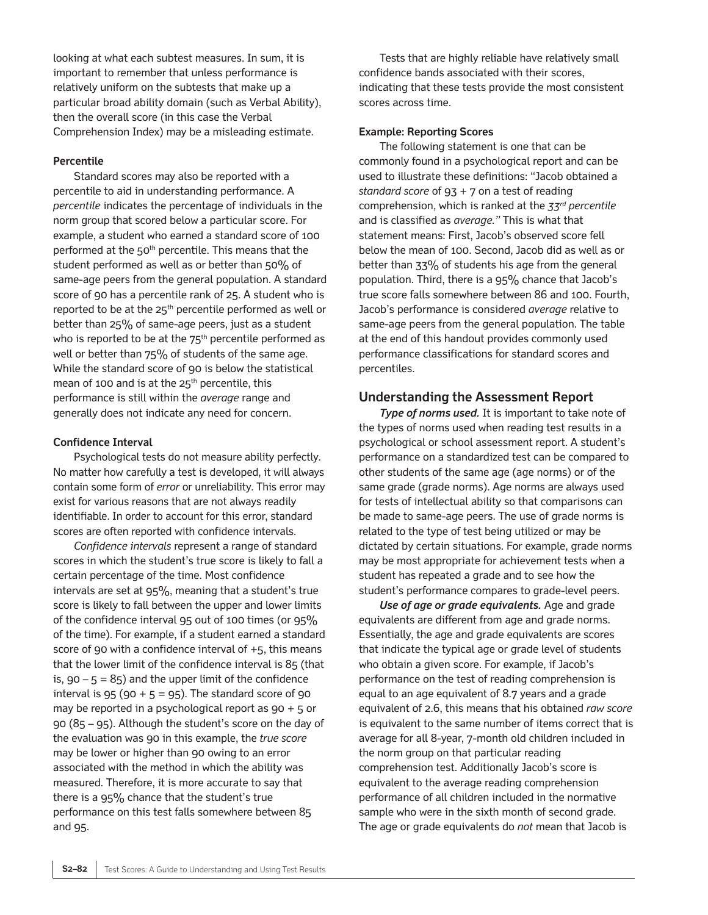looking at what each subtest measures. In sum, it is important to remember that unless performance is relatively uniform on the subtests that make up a particular broad ability domain (such as Verbal Ability), then the overall score (in this case the Verbal Comprehension Index) may be a misleading estimate.

**Percentile**

Standard scores may also be reported with a percentile to aid in understanding performance. A *percentile* indicates the percentage of individuals in the norm group that scored below a particular score. For example, a student who earned a standard score of 100 performed at the 50th percentile. This means that the student performed as well as or better than 50% of same-age peers from the general population. A standard score of 90 has a percentile rank of 25. A student who is reported to be at the 25th percentile performed as well or better than 25% of same-age peers, just as a student who is reported to be at the 75th percentile performed as well or better than 75% of students of the same age. While the standard score of 90 is below the statistical mean of 100 and is at the 25th percentile, this performance is still within the *average* range and generally does not indicate any need for concern.

**Confidence Interval**

Psychological tests do not measure ability perfectly. No matter how carefully a test is developed, it will always contain some form of *error* or unreliability. This error may exist for various reasons that are not always readily identifiable. In order to account for this error, standard scores are often reported with confidence intervals.

*Confidence intervals* represent a range of standard scores in which the student's true score is likely to fall a certain percentage of the time. Most confidence intervals are set at 95%, meaning that a student's true score is likely to fall between the upper and lower limits of the confidence interval 95 out of 100 times (or 95% of the time). For example, if a student earned a standard score of 90 with a confidence interval of +5, this means that the lower limit of the confidence interval is 85 (that is, 90 – 5 = 85) and the upper limit of the confidence interval is 95 (90 + 5 = 95). The standard score of 90 may be reported in a psychological report as 90 + 5 or 90 (85 – 95). Although the student's score on the day of the evaluation was 90 in this example, the *true score* may be lower or higher than 90 owing to an error associated with the method in which the ability was measured. Therefore, it is more accurate to say that there is a 95% chance that the student's true performance on this test falls somewhere between 85 and 95.

Tests that are highly reliable have relatively small confidence bands associated with their scores, indicating that these tests provide the most consistent scores across time.

**Example: Reporting Scores**

The following statement is one that can be commonly found in a psychological report and can be used to illustrate these definitions: "Jacob obtained a *standard score* of 93 + 7 on a test of reading comprehension, which is ranked at the *33rd percentile* and is classified as *average."* This is what that statement means: First, Jacob's observed score fell below the mean of 100. Second, Jacob did as well as or better than 33% of students his age from the general population. Third, there is a 95% chance that Jacob's true score falls somewhere between 86 and 100. Fourth, Jacob's performance is considered *average* relative to same-age peers from the general population. The table at the end of this handout provides commonly used performance classifications for standard scores and percentiles.

## Understanding the Assessment Report

***Type of norms used.*** It is important to take note of the types of norms used when reading test results in a psychological or school assessment report. A student's performance on a standardized test can be compared to other students of the same age (age norms) or of the same grade (grade norms). Age norms are always used for tests of intellectual ability so that comparisons can be made to same-age peers. The use of grade norms is related to the type of test being utilized or may be dictated by certain situations. For example, grade norms may be most appropriate for achievement tests when a student has repeated a grade and to see how the student's performance compares to grade-level peers.

***Use of age or grade equivalents.*** Age and grade equivalents are different from age and grade norms. Essentially, the age and grade equivalents are scores that indicate the typical age or grade level of students who obtain a given score. For example, if Jacob's performance on the test of reading comprehension is equal to an age equivalent of 8.7 years and a grade equivalent of 2.6, this means that his obtained *raw score* is equivalent to the same number of items correct that is average for all 8-year, 7-month old children included in the norm group on that particular reading comprehension test. Additionally Jacob's score is equivalent to the average reading comprehension performance of all children included in the normative sample who were in the sixth month of second grade. The age or grade equivalents do *not* mean that Jacob is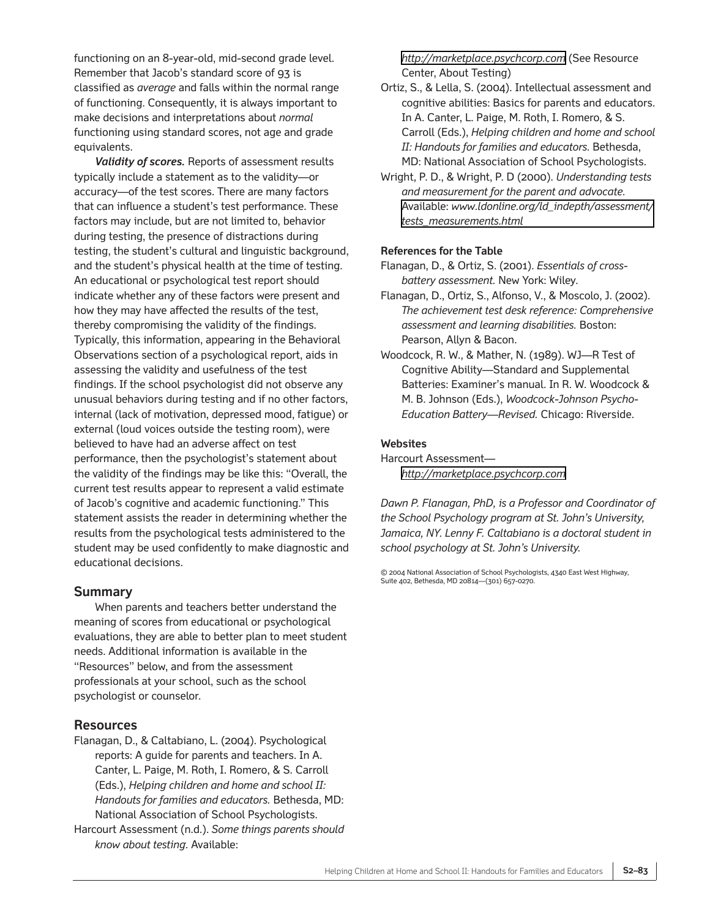functioning on an 8-year-old, mid-second grade level. Remember that Jacob's standard score of 93 is classified as *average* and falls within the normal range of functioning. Consequently, it is always important to make decisions and interpretations about *normal* functioning using standard scores, not age and grade equivalents.

***Validity of scores.*** Reports of assessment results typically include a statement as to the validity—or accuracy—of the test scores. There are many factors that can influence a student's test performance. These factors may include, but are not limited to, behavior during testing, the presence of distractions during testing, the student's cultural and linguistic background, and the student's physical health at the time of testing. An educational or psychological test report should indicate whether any of these factors were present and how they may have affected the results of the test, thereby compromising the validity of the findings. Typically, this information, appearing in the Behavioral Observations section of a psychological report, aids in assessing the validity and usefulness of the test findings. If the school psychologist did not observe any unusual behaviors during testing and if no other factors, internal (lack of motivation, depressed mood, fatigue) or external (loud voices outside the testing room), were believed to have had an adverse affect on test performance, then the psychologist's statement about the validity of the findings may be like this: "Overall, the current test results appear to represent a valid estimate of Jacob's cognitive and academic functioning." This statement assists the reader in determining whether the results from the psychological tests administered to the student may be used confidently to make diagnostic and educational decisions.

## Summary

When parents and teachers better understand the meaning of scores from educational or psychological evaluations, they are able to better plan to meet student needs. Additional information is available in the "Resources" below, and from the assessment professionals at your school, such as the school psychologist or counselor.

## Resources

Flanagan, D., & Caltabiano, L. (2004). Psychological reports: A guide for parents and teachers. In A. Canter, L. Paige, M. Roth, I. Romero, & S. Carroll (Eds.), *Helping children and home and school II: Handouts for families and educators.* Bethesda, MD: National Association of School Psychologists.

Harcourt Assessment (n.d.). *Some things parents should know about testing.* Available: *http://marketplace.psychcorp.com* (See Resource Center, About Testing)

Ortiz, S., & Lella, S. (2004). Intellectual assessment and cognitive abilities: Basics for parents and educators. In A. Canter, L. Paige, M. Roth, I. Romero, & S. Carroll (Eds.), *Helping children and home and school II: Handouts for families and educators.* Bethesda, MD: National Association of School Psychologists.

Wright, P. D., & Wright, P. D (2000). *Understanding tests and measurement for the parent and advocate.* Available: *www.ldonline.org/ld_indepth/assessment/tests_measurements.html*

**References for the Table**

Flanagan, D., & Ortiz, S. (2001). *Essentials of cross-battery assessment.* New York: Wiley.

Flanagan, D., Ortiz, S., Alfonso, V., & Moscolo, J. (2002). *The achievement test desk reference: Comprehensive assessment and learning disabilities.* Boston: Pearson, Allyn & Bacon.

Woodcock, R. W., & Mather, N. (1989). WJ—R Test of Cognitive Ability—Standard and Supplemental Batteries: Examiner's manual. In R. W. Woodcock & M. B. Johnson (Eds.), *Woodcock-Johnson Psycho-Education Battery—Revised.* Chicago: Riverside.

**Websites**

Harcourt Assessment—*http://marketplace.psychcorp.com*

*Dawn P. Flanagan, PhD, is a Professor and Coordinator of the School Psychology program at St. John's University, Jamaica, NY. Lenny F. Caltabiano is a doctoral student in school psychology at St. John's University.*

© 2004 National Association of School Psychologists, 4340 East West Highway, Suite 402, Bethesda, MD 20814—(301) 657-0270.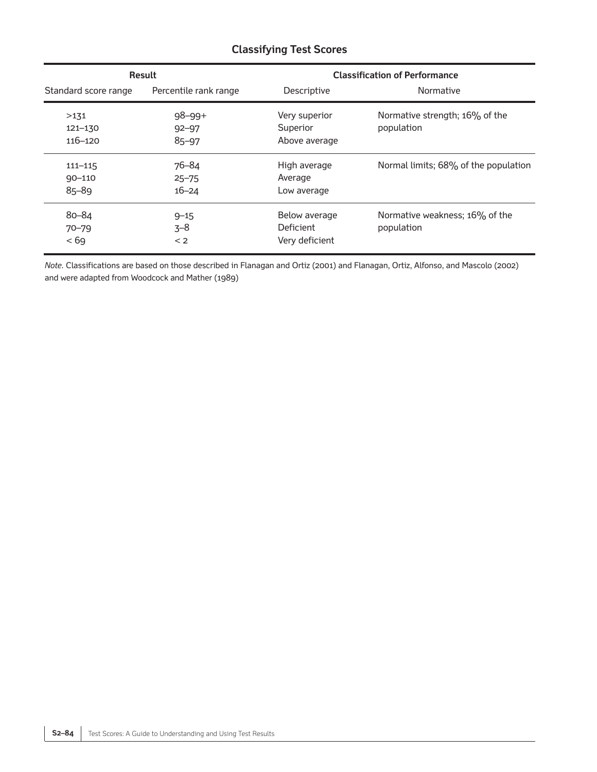## Classifying Test Scores

| Result | | Classification of Performance | |
|---|---|---|---|
| Standard score range | Percentile rank range | Descriptive | Normative |
| >131 | 98–99+ | Very superior | Normative strength; 16% of the population |
| 121–130 | 92–97 | Superior | |
| 116–120 | 85–97 | Above average | |
| 111–115 | 76–84 | High average | Normal limits; 68% of the population |
| 90–110 | 25–75 | Average | |
| 85–89 | 16–24 | Low average | |
| 80–84 | 9–15 | Below average | Normative weakness; 16% of the population |
| 70–79 | 3–8 | Deficient | |
| < 69 | < 2 | Very deficient | |

*Note.* Classifications are based on those described in Flanagan and Ortiz (2001) and Flanagan, Ortiz, Alfonso, and Mascolo (2002) and were adapted from Woodcock and Mather (1989)